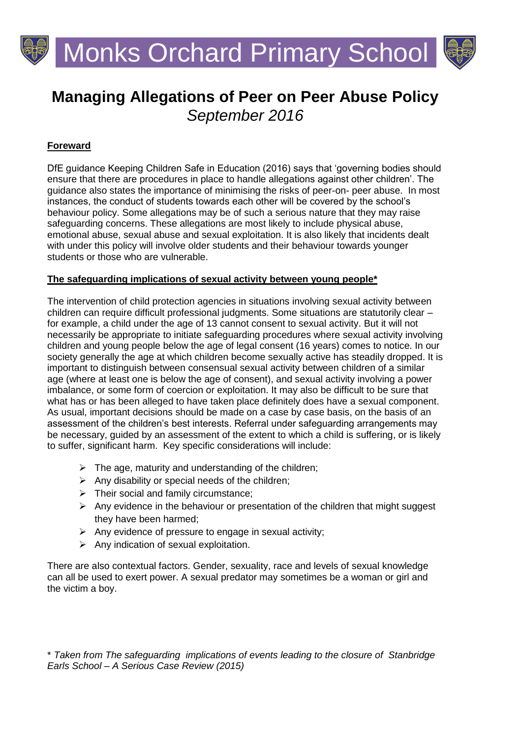# Monks Orchard Primary School

# Managing Allegations of Peer on Peer Abuse Policy

*September 2016*

**Foreward**

DfE guidance Keeping Children Safe in Education (2016) says that 'governing bodies should ensure that there are procedures in place to handle allegations against other children'. The guidance also states the importance of minimising the risks of peer-on- peer abuse. In most instances, the conduct of students towards each other will be covered by the school's behaviour policy. Some allegations may be of such a serious nature that they may raise safeguarding concerns. These allegations are most likely to include physical abuse, emotional abuse, sexual abuse and sexual exploitation. It is also likely that incidents dealt with under this policy will involve older students and their behaviour towards younger students or those who are vulnerable.

**The safeguarding implications of sexual activity between young people***

The intervention of child protection agencies in situations involving sexual activity between children can require difficult professional judgments. Some situations are statutorily clear – for example, a child under the age of 13 cannot consent to sexual activity. But it will not necessarily be appropriate to initiate safeguarding procedures where sexual activity involving children and young people below the age of legal consent (16 years) comes to notice. In our society generally the age at which children become sexually active has steadily dropped. It is important to distinguish between consensual sexual activity between children of a similar age (where at least one is below the age of consent), and sexual activity involving a power imbalance, or some form of coercion or exploitation. It may also be difficult to be sure that what has or has been alleged to have taken place definitely does have a sexual component. As usual, important decisions should be made on a case by case basis, on the basis of an assessment of the children's best interests. Referral under safeguarding arrangements may be necessary, guided by an assessment of the extent to which a child is suffering, or is likely to suffer, significant harm. Key specific considerations will include:

- The age, maturity and understanding of the children;
- Any disability or special needs of the children;
- Their social and family circumstance;
- Any evidence in the behaviour or presentation of the children that might suggest they have been harmed;
- Any evidence of pressure to engage in sexual activity;
- Any indication of sexual exploitation.

There are also contextual factors. Gender, sexuality, race and levels of sexual knowledge can all be used to exert power. A sexual predator may sometimes be a woman or girl and the victim a boy.

\* *Taken from The safeguarding implications of events leading to the closure of Stanbridge Earls School – A Serious Case Review (2015)*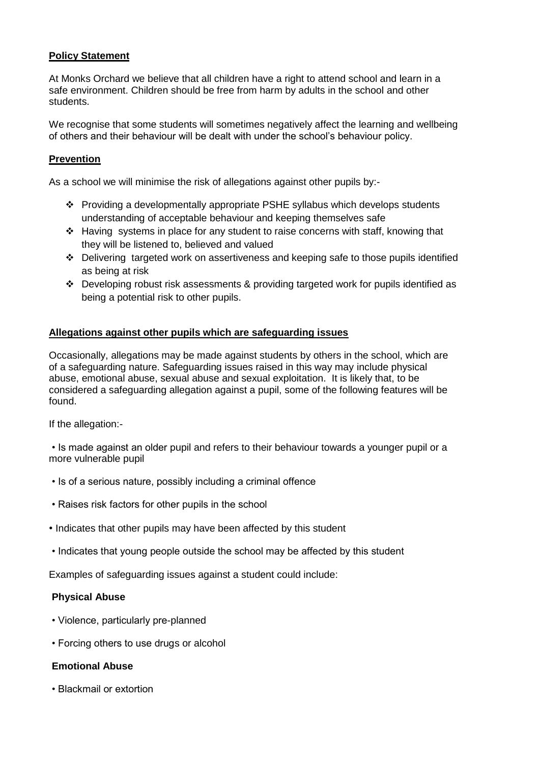**Policy Statement**

At Monks Orchard we believe that all children have a right to attend school and learn in a safe environment. Children should be free from harm by adults in the school and other students.

We recognise that some students will sometimes negatively affect the learning and wellbeing of others and their behaviour will be dealt with under the school's behaviour policy.

**Prevention**

As a school we will minimise the risk of allegations against other pupils by:-

- Providing a developmentally appropriate PSHE syllabus which develops students understanding of acceptable behaviour and keeping themselves safe
- Having systems in place for any student to raise concerns with staff, knowing that they will be listened to, believed and valued
- Delivering targeted work on assertiveness and keeping safe to those pupils identified as being at risk
- Developing robust risk assessments & providing targeted work for pupils identified as being a potential risk to other pupils.

**Allegations against other pupils which are safeguarding issues**

Occasionally, allegations may be made against students by others in the school, which are of a safeguarding nature. Safeguarding issues raised in this way may include physical abuse, emotional abuse, sexual abuse and sexual exploitation. It is likely that, to be considered a safeguarding allegation against a pupil, some of the following features will be found.

If the allegation:-

- Is made against an older pupil and refers to their behaviour towards a younger pupil or a more vulnerable pupil
- Is of a serious nature, possibly including a criminal offence
- Raises risk factors for other pupils in the school
- Indicates that other pupils may have been affected by this student
- Indicates that young people outside the school may be affected by this student

Examples of safeguarding issues against a student could include:

**Physical Abuse**

- Violence, particularly pre-planned
- Forcing others to use drugs or alcohol

**Emotional Abuse**

- Blackmail or extortion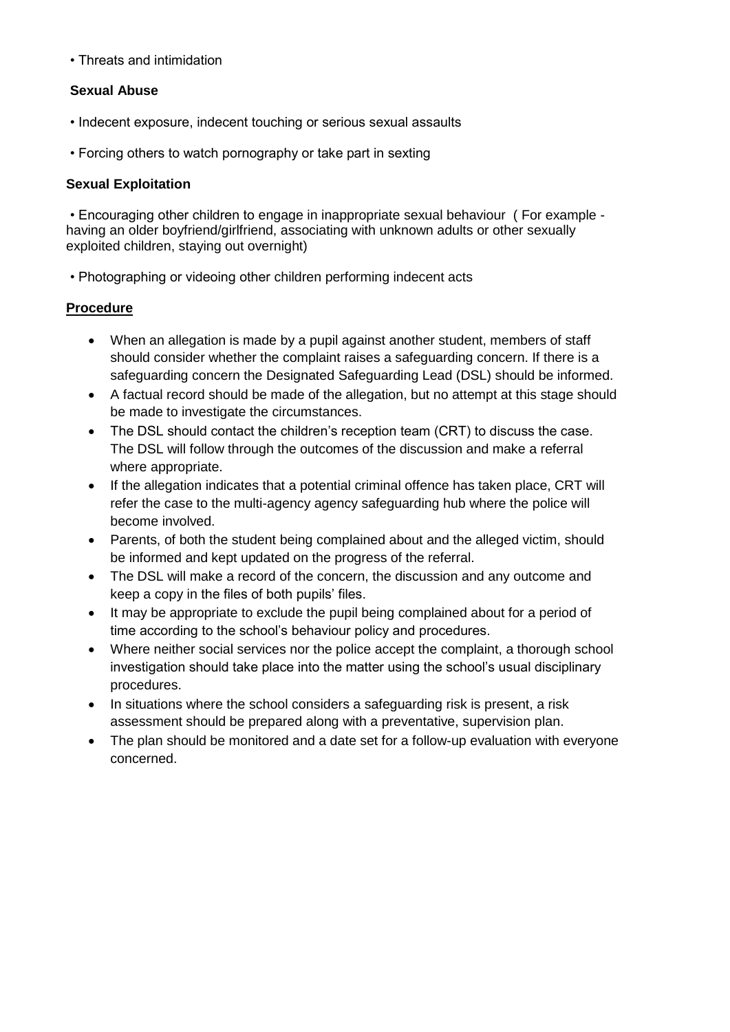- Threats and intimidation

**Sexual Abuse**

- Indecent exposure, indecent touching or serious sexual assaults
- Forcing others to watch pornography or take part in sexting

**Sexual Exploitation**

- Encouraging other children to engage in inappropriate sexual behaviour ( For example - having an older boyfriend/girlfriend, associating with unknown adults or other sexually exploited children, staying out overnight)
- Photographing or videoing other children performing indecent acts

**Procedure**

- When an allegation is made by a pupil against another student, members of staff should consider whether the complaint raises a safeguarding concern. If there is a safeguarding concern the Designated Safeguarding Lead (DSL) should be informed.
- A factual record should be made of the allegation, but no attempt at this stage should be made to investigate the circumstances.
- The DSL should contact the children's reception team (CRT) to discuss the case. The DSL will follow through the outcomes of the discussion and make a referral where appropriate.
- If the allegation indicates that a potential criminal offence has taken place, CRT will refer the case to the multi-agency agency safeguarding hub where the police will become involved.
- Parents, of both the student being complained about and the alleged victim, should be informed and kept updated on the progress of the referral.
- The DSL will make a record of the concern, the discussion and any outcome and keep a copy in the files of both pupils' files.
- It may be appropriate to exclude the pupil being complained about for a period of time according to the school's behaviour policy and procedures.
- Where neither social services nor the police accept the complaint, a thorough school investigation should take place into the matter using the school's usual disciplinary procedures.
- In situations where the school considers a safeguarding risk is present, a risk assessment should be prepared along with a preventative, supervision plan.
- The plan should be monitored and a date set for a follow-up evaluation with everyone concerned.